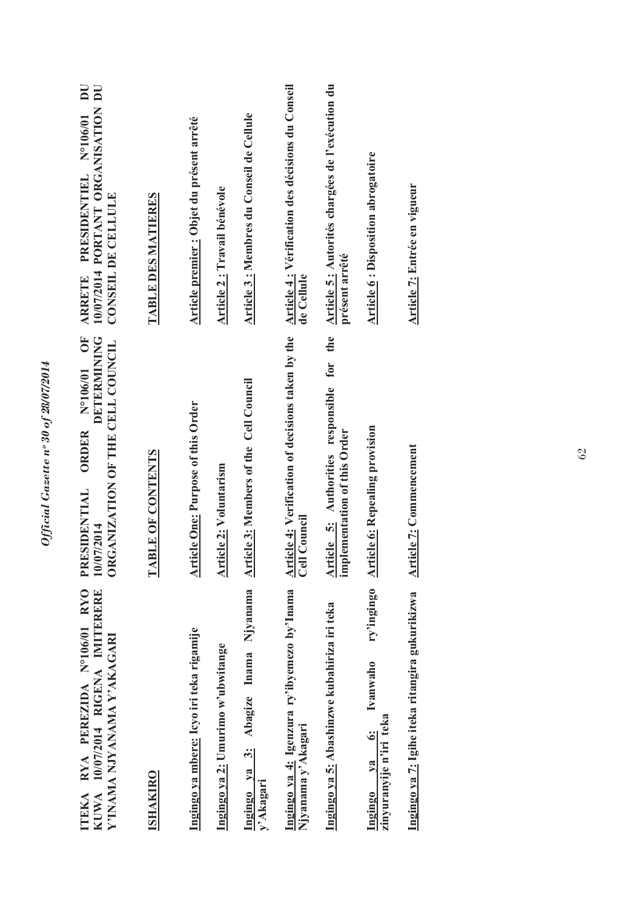**ITEKA RYA PEREZIDA N°106/01 RYO KUWA 10/07/2014 RIGENA IMITERERE Y'INAMA NJYANAMA Y'AKAGARI**

**ISHAKIRO**

Ingingo ya mbere: Icyo iri teka rigamije

Ingingo ya 2: Umurimo w'ubwitange

Ingingo ya 3: Abagize Inama Njyanama y'Akagari

Ingingo ya 4: Igenzura ry'ibyemezo by'Inama Njyanama y'Akagari

Ingingo ya 5: Abashinzwe kubahiriza iri teka

Ingingo ya 6: Ivanwaho ry'ingingo zinyuranyije n'iri teka

Ingingo ya 7: Igihe iteka ritangira gukurikizwa

**PRESIDENTIAL ORDER N°106/01 OF 10/07/2014 DETERMINING ORGANIZATION OF THE CELL COUNCIL**

**TABLE OF CONTENTS**

Article One: Purpose of this Order

Article 2: Voluntarism

Article 3: Members of the Cell Council

Article 4: Verification of decisions taken by the Cell Council

Article 5: Authorities responsible for the implementation of this Order

Article 6: Repealing provision

Article 7: Commencement

**ARRETE PRESIDENTIEL N°106/01 DU 10/07/2014 PORTANT ORGANISATION DU CONSEIL DE CELLULE**

**TABLE DES MATIERES**

Article premier : Objet du présent arrêté

Article 2 : Travail bénévole

Article 3 : Membres du Conseil de Cellule

Article 4 : Vérification des décisions du Conseil de Cellule

Article 5 : Autorités chargées de l'exécution du présent arrêté

Article 6 : Disposition abrogatoire

Article 7: Entrée en vigueur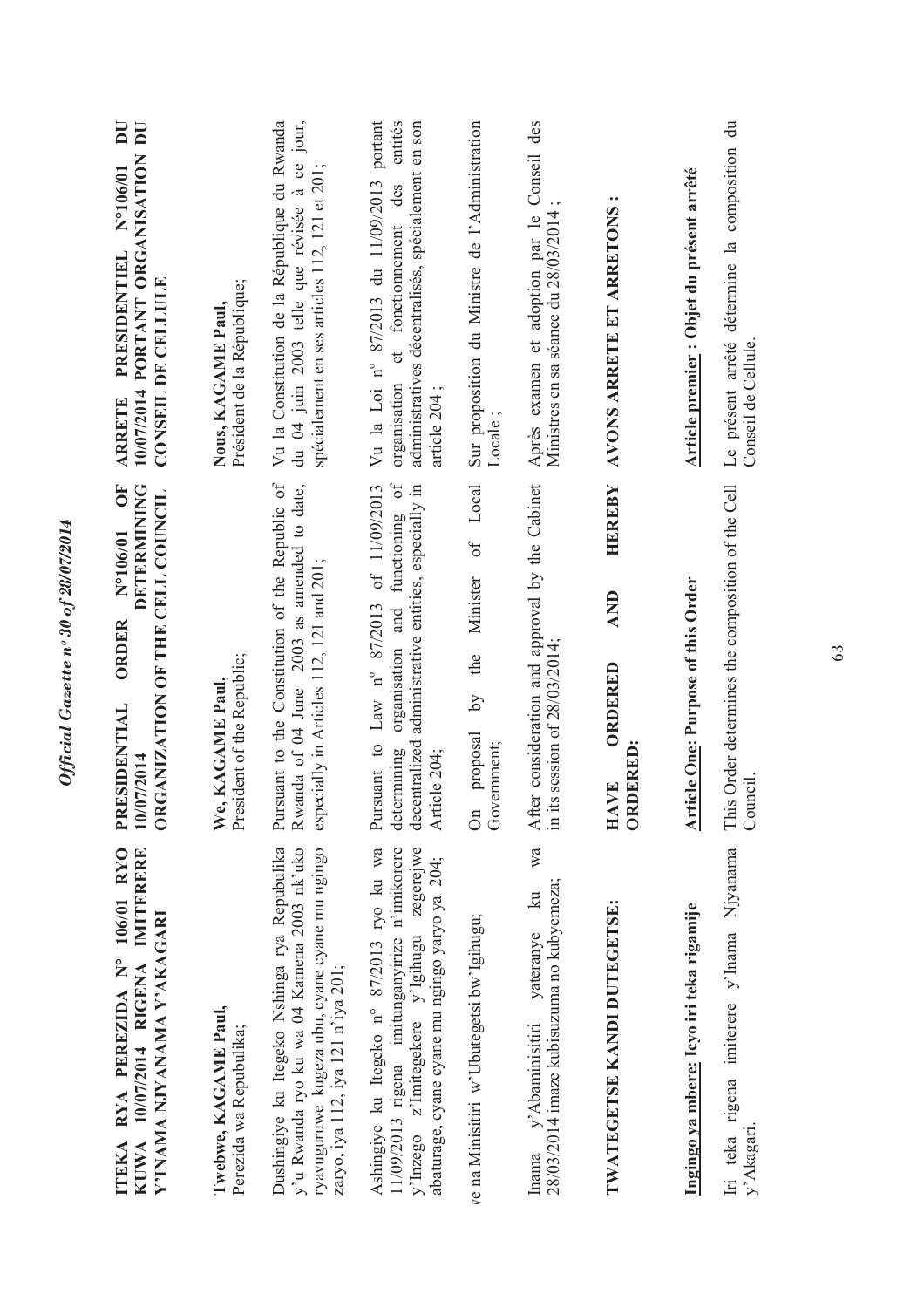**ITEKA RYA PEREZIDA N° 106/01 RYO KUWA 10/07/2014 RIGENA IMITERERE Y'INAMA NJYANAMA Y'AKAGARI**

**Twebwe, KAGAME Paul,**
Perezida wa Repubulika;

Dushingiye ku Itegeko Nshinga rya Repubulika y'u Rwanda ryo ku wa 04 Kamena 2003 nk'uko ryavuguruwe kugeza ubu, cyane cyane mu ngingo zaryo, iya 112, iya 121 n'iya 201;

Ashingiye ku Itegeko n° 87/2013 ryo ku wa 11/09/2013 rigena imitunganyirize n'imikorere y'Inzego z'Imitegekere y'Igihugu zegerejwe abaturage, cyane cyane mu ngingo yaryo ya 204;

ve na Minisitiri w'Ubutegetsi bw'Igihugu;

Inama y'Abaminisitiri yateranye ku wa 28/03/2014 imaze kubisuzuma no kubyemeza;

**TWATEGETSE KANDI DUTEGETSE:**

**Ingingo ya mbere: Icyo iri teka rigamije**

Iri teka rigena imiterere y'Inama Njyanama y'Akagari.

**PRESIDENTIAL ORDER N°106/01 OF 10/07/2014 DETERMINING ORGANIZATION OF THE CELL COUNCIL**

**We, KAGAME Paul,**
President of the Republic;

Pursuant to the Constitution of the Republic of Rwanda of 04 June 2003 as amended to date, especially in Articles 112, 121 and 201;

Pursuant to Law n° 87/2013 of 11/09/2013 determining organisation and functioning of decentralized administrative entities, especially in Article 204;

On proposal by the Minister of Local Government;

After consideration and approval by the Cabinet in its session of 28/03/2014;

**HAVE ORDERED AND HEREBY ORDERED:**

**Article One: Purpose of this Order**

This Order determines the composition of the Cell Council.

**ARRETE PRESIDENTIEL N°106/01 DU 10/07/2014 PORTANT ORGANISATION DU CONSEIL DE CELLULE**

**Nous, KAGAME Paul,**
Président de la République;

Vu la Constitution de la République du Rwanda du 04 juin 2003 telle que révisée à ce jour, spécialement en ses articles 112, 121 et 201;

Vu la Loi n° 87/2013 du 11/09/2013 portant organisation et fonctionnement des entités administratives décentralisés, spécialement en son article 204 ;

Sur proposition du Ministre de l'Administration Locale ;

Après examen et adoption par le Conseil des Ministres en sa séance du 28/03/2014 ;

**AVONS ARRETE ET ARRETONS :**

**Article premier : Objet du présent arrêté**

Le présent arrêté détermine la composition du Conseil de Cellule.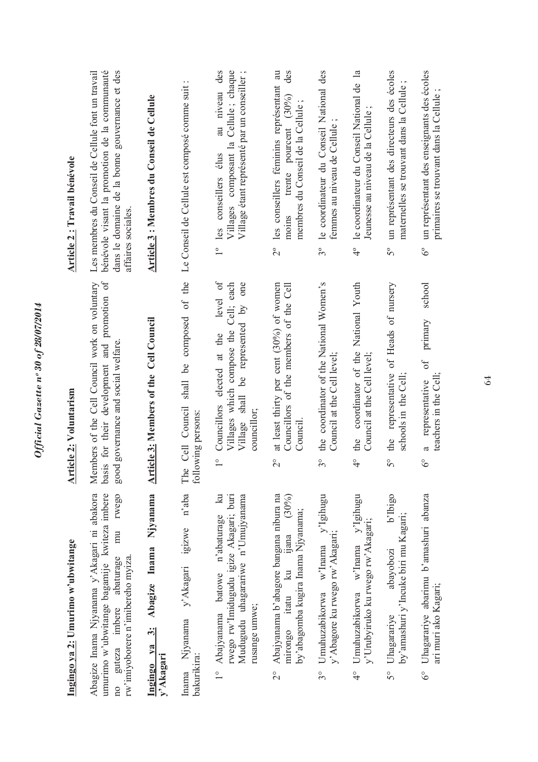**Ingingo ya 2: Umurimo w'ubwitange**

Abagize Inama Njyanama y'Akagari ni abakora umurimo w'ubwitange bagamije kwiteza imbere no guteza imbere abaturage mu rwego rw'imiyoborere n'imibereho myiza.

**Ingingo ya 3: Abagize Inama Njyanama y'Akagari**

Inama Njyanama y'Akagari igizwe n'aba bakurikira:

1° Abajyanama batowe n'abaturage ku rwego rw'Imidugudu igize Akagari; buri Mudugudu uhagarariwe n'Umujyanama rusange umwe;

2° Abajyanama b'abagore bangana nibura na mirongo itatu ku ijana (30%) by'abagomba kugira Inama Njyanama;

3° Umuhuzabikorwa w'Inama y'Igihugu y'Abagore ku rwego rw'Akagari;

4° Umuhuzabikorwa w'Inama y'Igihugu y'Urubyiruko ku rwego rw'Akagari;

5° Uhagarariye abayobozi b'Ibigo by'amashuri y'Incuke biri mu Kagari;

6° Uhagarariye abarimu b'amashuri abanza ari muri ako Kagari;

**Article 2: Voluntarism**

Members of the Cell Council work on voluntary basis for their development and promotion of good governance and social welfare.

**Article 3: Members of the Cell Council**

The Cell Council shall be composed of the following persons:

1° Councillors elected at the level of Villages which compose the Cell; each Village shall be represented by one councillor;

2° at least thirty per cent (30%) of women Councillors of the members of the Cell Council.

3° the coordinator of the National Women's Council at the Cell level;

4° the coordinator of the National Youth Council at the Cell level;

5° the representative of Heads of nursery schools in the Cell;

6° a representative of primary school teachers in the Cell;

**Article 2 : Travail bénévole**

Les membres du Conseil de Cellule font un travail bénévole visant la promotion de la communauté dans le domaine de la bonne gouvernance et des affaires sociales.

**Article 3 : Membres du Conseil de Cellule**

Le Conseil de Cellule est composé comme suit :

1° les conseillers élus au niveau des Villages composant la Cellule ; chaque Village étant représenté par un conseiller ;

2° les conseillers féminins représentant au moins trente pourcent (30%) des membres du Conseil de la Cellule ;

3° le coordinateur du Conseil National des femmes au niveau de Cellule ;

4° le coordinateur du Conseil National de la Jeunesse au niveau de la Cellule ;

5° un représentant des directeurs des écoles maternelles se trouvant dans la Cellule ;

6° un représentant des enseignants des écoles primaires se trouvant dans la Cellule ;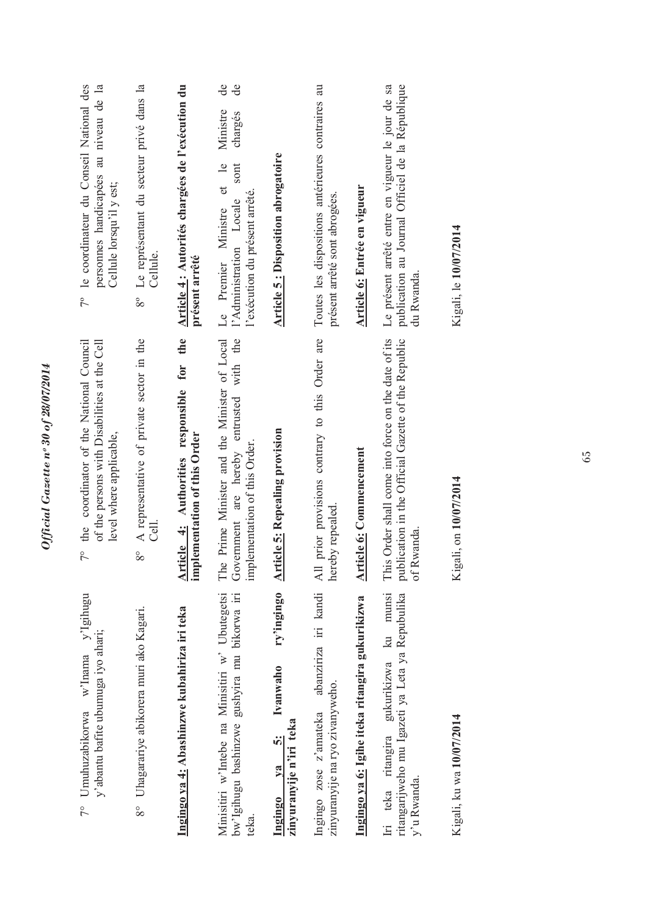7° Umuhuzabikorwa w'Inama y'Igihugu y'abantu bafite ubumuga iyo ahari;

8° Uhagarariye abikorera muri ako Kagari.

**Ingingo ya 4: Abashinzwe kubahiriza iri teka**

Minisitiri w'Intebe na Minisitiri w' Ubutegetsi bw'Igihugu bashinzwe gushyira mu bikorwa iri teka.

**Ingingo ya 5: Ivanwaho ry'ingingo zinyuranyije n'iri teka**

Ingingo zose z'amateka abanziriza iri kandi zinyuranyije na ryo zivanyweho.

**Ingingo ya 6: Igihe iteka ritangira gukurikizwa**

Iri teka ritangira gukurikizwa ku munsi ritangarijweho mu Igazeti ya Leta ya Repubulika y'u Rwanda.

Kigali, ku wa **10/07/2014**

7° the coordinator of the National Council of the persons with Disabilities at the Cell level where applicable,

8° A representative of private sector in the Cell.

**Article 4: Authorities responsible for the implementation of this Order**

The Prime Minister and the Minister of Local Government are hereby entrusted with the implementation of this Order.

**Article 5: Repealing provision**

All prior provisions contrary to this Order are hereby repealed.

**Article 6: Commencement**

This Order shall come into force on the date of its publication in the Official Gazette of the Republic of Rwanda.

Kigali, on **10/07/2014**

7° le coordinateur du Conseil National des personnes handicapées au niveau de la Cellule lorsqu'il y est;

8° Le représentant du secteur privé dans la Cellule.

**Article 4 : Autorités chargées de l'exécution du présent arrêté**

Le Premier Ministre et le Ministre de l'Administration Locale sont chargés de l'exécution du présent arrêté.

**Article 5 : Disposition abrogatoire**

Toutes les dispositions antérieures contraires au présent arrêté sont abrogées.

**Article 6: Entrée en vigueur**

Le présent arrêté entre en vigueur le jour de sa publication au Journal Officiel de la République du Rwanda.

Kigali, le **10/07/2014**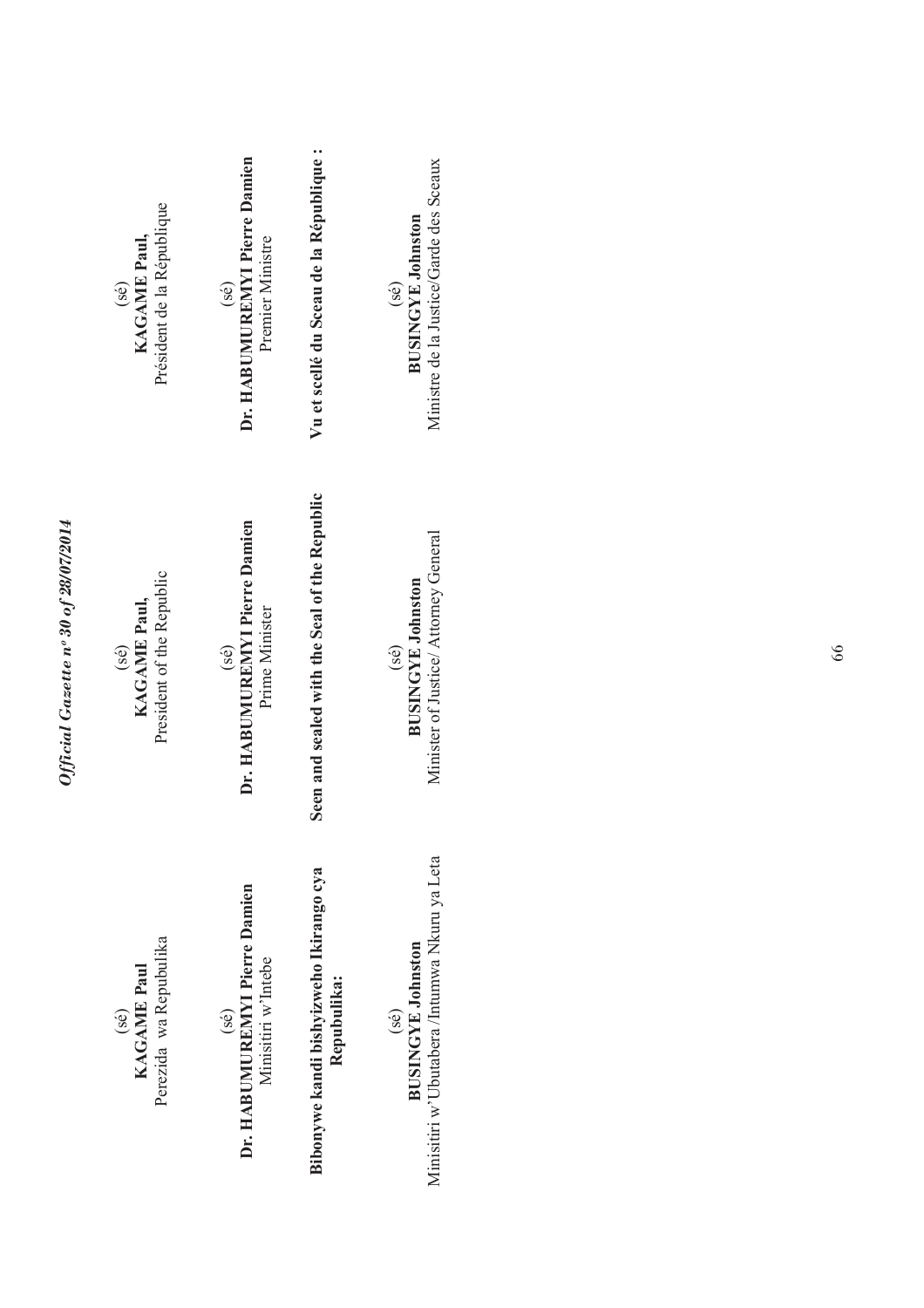(sé)
**KAGAME Paul**
Perezida wa Repubulika

(sé)
**Dr. HABUMUREMYI Pierre Damien**
Minisitiri w'Intebe

**Bibonywe kandi bishyizweho Ikirango cya Repubulika:**

(sé)
**BUSINGYE Johnston**
Minisitiri w'Ubutabera /Intumwa Nkuru ya Leta

(sé)
**KAGAME Paul,**
President of the Republic

(sé)
**Dr. HABUMUREMYI Pierre Damien**
Prime Minister

**Seen and sealed with the Seal of the Republic**

(sé)
**BUSINGYE Johnston**
Minister of Justice/ Attorney General

(sé)
**KAGAME Paul,**
Président de la République

(sé)
**Dr. HABUMUREMYI Pierre Damien**
Premier Ministre

**Vu et scellé du Sceau de la République :**

(sé)
**BUSINGYE Johnston**
Ministre de la Justice/Garde des Sceaux